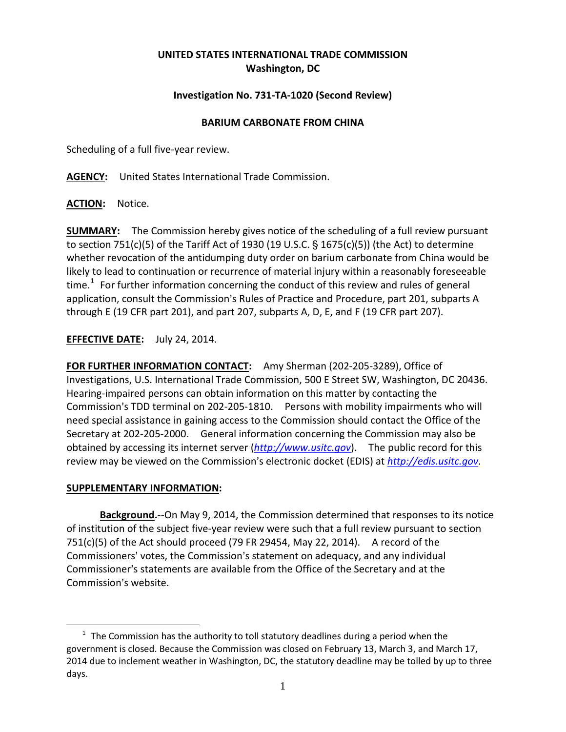**UNITED STATES INTERNATIONAL TRADE COMMISSION**
**Washington, DC**

**Investigation No. 731-TA-1020 (Second Review)**

**BARIUM CARBONATE FROM CHINA**

Scheduling of a full five-year review.

**AGENCY:** United States International Trade Commission.

**ACTION:** Notice.

**SUMMARY:** The Commission hereby gives notice of the scheduling of a full review pursuant to section 751(c)(5) of the Tariff Act of 1930 (19 U.S.C. § 1675(c)(5)) (the Act) to determine whether revocation of the antidumping duty order on barium carbonate from China would be likely to lead to continuation or recurrence of material injury within a reasonably foreseeable time.[1] For further information concerning the conduct of this review and rules of general application, consult the Commission's Rules of Practice and Procedure, part 201, subparts A through E (19 CFR part 201), and part 207, subparts A, D, E, and F (19 CFR part 207).

**EFFECTIVE DATE:** July 24, 2014.

**FOR FURTHER INFORMATION CONTACT:** Amy Sherman (202-205-3289), Office of Investigations, U.S. International Trade Commission, 500 E Street SW, Washington, DC 20436. Hearing-impaired persons can obtain information on this matter by contacting the Commission's TDD terminal on 202-205-1810. Persons with mobility impairments who will need special assistance in gaining access to the Commission should contact the Office of the Secretary at 202-205-2000. General information concerning the Commission may also be obtained by accessing its internet server (*http://www.usitc.gov*). The public record for this review may be viewed on the Commission's electronic docket (EDIS) at *http://edis.usitc.gov*.

**SUPPLEMENTARY INFORMATION:**

**Background.**--On May 9, 2014, the Commission determined that responses to its notice of institution of the subject five-year review were such that a full review pursuant to section 751(c)(5) of the Act should proceed (79 FR 29454, May 22, 2014). A record of the Commissioners' votes, the Commission's statement on adequacy, and any individual Commissioner's statements are available from the Office of the Secretary and at the Commission's website.

---

[1] The Commission has the authority to toll statutory deadlines during a period when the government is closed. Because the Commission was closed on February 13, March 3, and March 17, 2014 due to inclement weather in Washington, DC, the statutory deadline may be tolled by up to three days.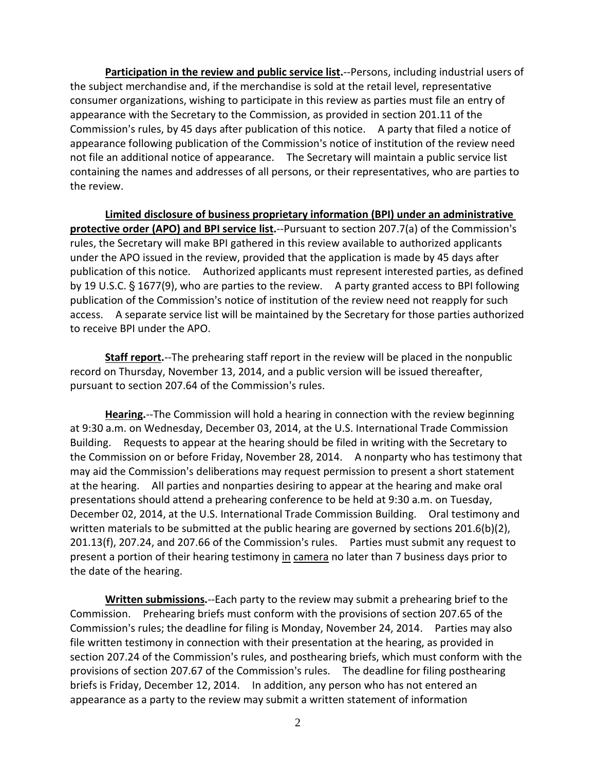**Participation in the review and public service list.**--Persons, including industrial users of the subject merchandise and, if the merchandise is sold at the retail level, representative consumer organizations, wishing to participate in this review as parties must file an entry of appearance with the Secretary to the Commission, as provided in section 201.11 of the Commission's rules, by 45 days after publication of this notice. A party that filed a notice of appearance following publication of the Commission's notice of institution of the review need not file an additional notice of appearance. The Secretary will maintain a public service list containing the names and addresses of all persons, or their representatives, who are parties to the review.

**Limited disclosure of business proprietary information (BPI) under an administrative protective order (APO) and BPI service list.**--Pursuant to section 207.7(a) of the Commission's rules, the Secretary will make BPI gathered in this review available to authorized applicants under the APO issued in the review, provided that the application is made by 45 days after publication of this notice. Authorized applicants must represent interested parties, as defined by 19 U.S.C. § 1677(9), who are parties to the review. A party granted access to BPI following publication of the Commission's notice of institution of the review need not reapply for such access. A separate service list will be maintained by the Secretary for those parties authorized to receive BPI under the APO.

**Staff report.**--The prehearing staff report in the review will be placed in the nonpublic record on Thursday, November 13, 2014, and a public version will be issued thereafter, pursuant to section 207.64 of the Commission's rules.

**Hearing.**--The Commission will hold a hearing in connection with the review beginning at 9:30 a.m. on Wednesday, December 03, 2014, at the U.S. International Trade Commission Building. Requests to appear at the hearing should be filed in writing with the Secretary to the Commission on or before Friday, November 28, 2014. A nonparty who has testimony that may aid the Commission's deliberations may request permission to present a short statement at the hearing. All parties and nonparties desiring to appear at the hearing and make oral presentations should attend a prehearing conference to be held at 9:30 a.m. on Tuesday, December 02, 2014, at the U.S. International Trade Commission Building. Oral testimony and written materials to be submitted at the public hearing are governed by sections 201.6(b)(2), 201.13(f), 207.24, and 207.66 of the Commission's rules. Parties must submit any request to present a portion of their hearing testimony in camera no later than 7 business days prior to the date of the hearing.

**Written submissions.**--Each party to the review may submit a prehearing brief to the Commission. Prehearing briefs must conform with the provisions of section 207.65 of the Commission's rules; the deadline for filing is Monday, November 24, 2014. Parties may also file written testimony in connection with their presentation at the hearing, as provided in section 207.24 of the Commission's rules, and posthearing briefs, which must conform with the provisions of section 207.67 of the Commission's rules. The deadline for filing posthearing briefs is Friday, December 12, 2014. In addition, any person who has not entered an appearance as a party to the review may submit a written statement of information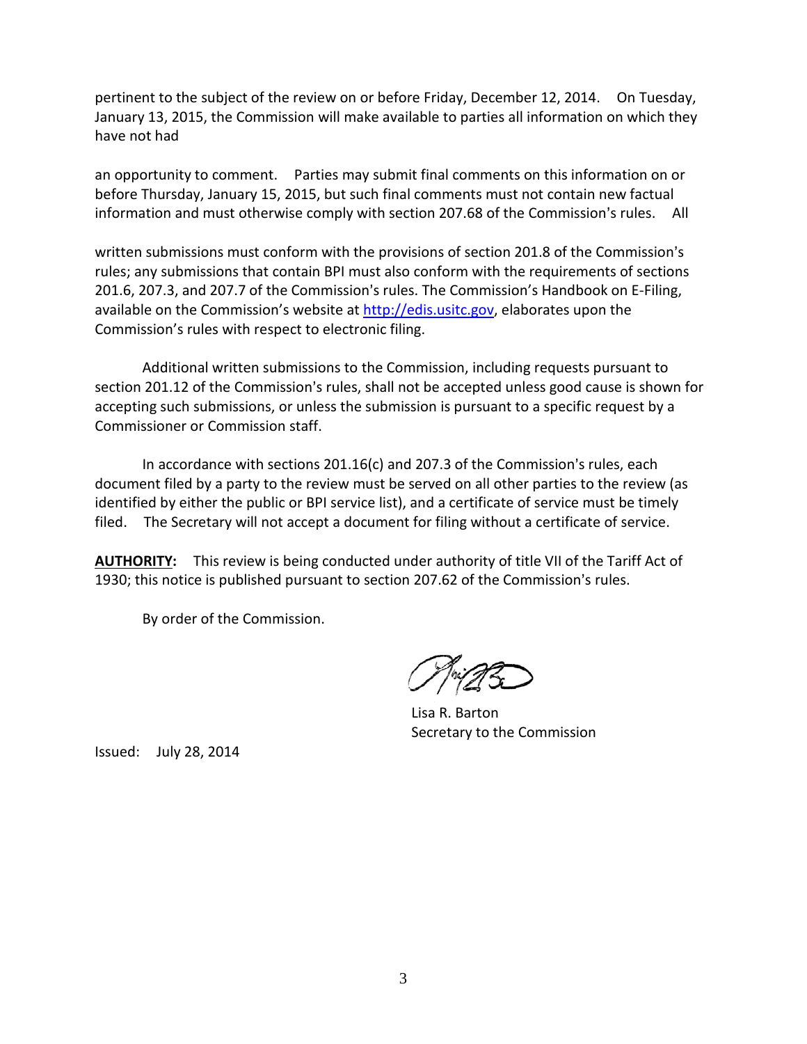pertinent to the subject of the review on or before Friday, December 12, 2014. On Tuesday, January 13, 2015, the Commission will make available to parties all information on which they have not had an opportunity to comment. Parties may submit final comments on this information on or before Thursday, January 15, 2015, but such final comments must not contain new factual information and must otherwise comply with section 207.68 of the Commission's rules. All written submissions must conform with the provisions of section 201.8 of the Commission's rules; any submissions that contain BPI must also conform with the requirements of sections 201.6, 207.3, and 207.7 of the Commission's rules. The Commission's Handbook on E-Filing, available on the Commission's website at http://edis.usitc.gov, elaborates upon the Commission's rules with respect to electronic filing.

Additional written submissions to the Commission, including requests pursuant to section 201.12 of the Commission's rules, shall not be accepted unless good cause is shown for accepting such submissions, or unless the submission is pursuant to a specific request by a Commissioner or Commission staff.

In accordance with sections 201.16(c) and 207.3 of the Commission's rules, each document filed by a party to the review must be served on all other parties to the review (as identified by either the public or BPI service list), and a certificate of service must be timely filed. The Secretary will not accept a document for filing without a certificate of service.

**AUTHORITY:** This review is being conducted under authority of title VII of the Tariff Act of 1930; this notice is published pursuant to section 207.62 of the Commission's rules.

By order of the Commission.

Lisa R. Barton
Secretary to the Commission

Issued: July 28, 2014